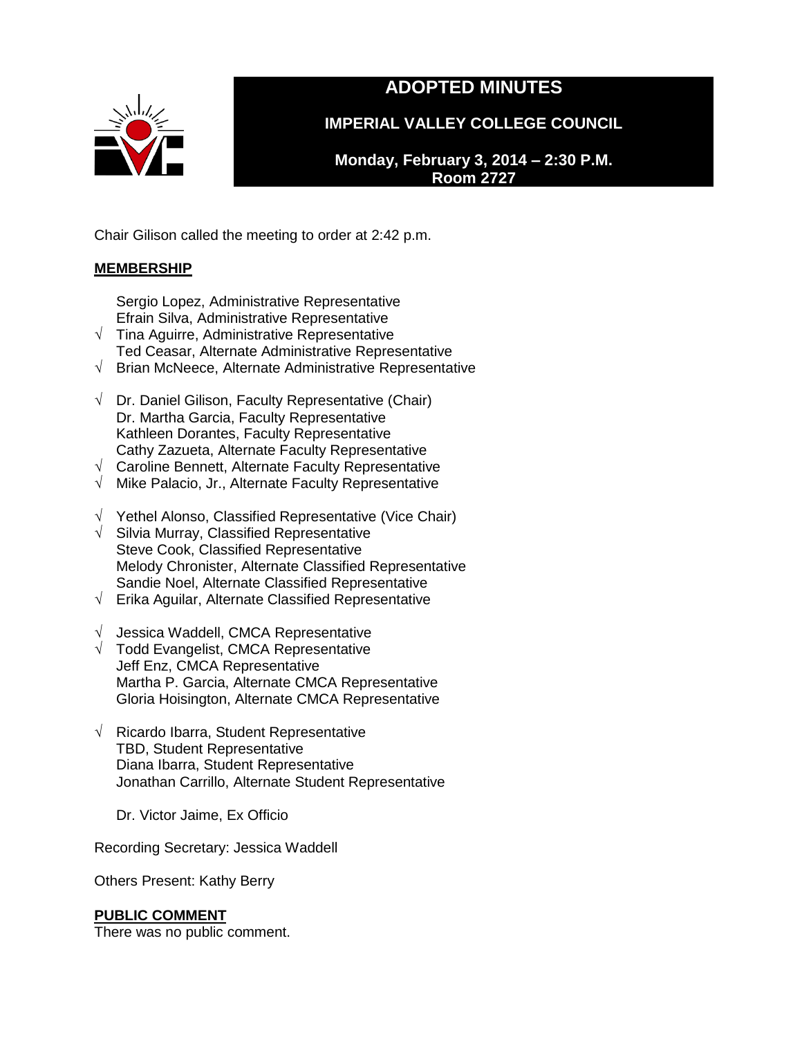# ADOPTED MINUTES

## IMPERIAL VALLEY COLLEGE COUNCIL

**Monday, February 3, 2014 – 2:30 P.M.**
**Room 2727**

Chair Gilison called the meeting to order at 2:42 p.m.

**MEMBERSHIP**

Sergio Lopez, Administrative Representative
Efrain Silva, Administrative Representative
√ Tina Aguirre, Administrative Representative
Ted Ceasar, Alternate Administrative Representative
√ Brian McNeece, Alternate Administrative Representative

√ Dr. Daniel Gilison, Faculty Representative (Chair)
Dr. Martha Garcia, Faculty Representative
Kathleen Dorantes, Faculty Representative
Cathy Zazueta, Alternate Faculty Representative
√ Caroline Bennett, Alternate Faculty Representative
√ Mike Palacio, Jr., Alternate Faculty Representative

√ Yethel Alonso, Classified Representative (Vice Chair)
√ Silvia Murray, Classified Representative
Steve Cook, Classified Representative
Melody Chronister, Alternate Classified Representative
Sandie Noel, Alternate Classified Representative
√ Erika Aguilar, Alternate Classified Representative

√ Jessica Waddell, CMCA Representative
√ Todd Evangelist, CMCA Representative
Jeff Enz, CMCA Representative
Martha P. Garcia, Alternate CMCA Representative
Gloria Hoisington, Alternate CMCA Representative

√ Ricardo Ibarra, Student Representative
TBD, Student Representative
Diana Ibarra, Student Representative
Jonathan Carrillo, Alternate Student Representative

Dr. Victor Jaime, Ex Officio

Recording Secretary: Jessica Waddell

Others Present: Kathy Berry

**PUBLIC COMMENT**

There was no public comment.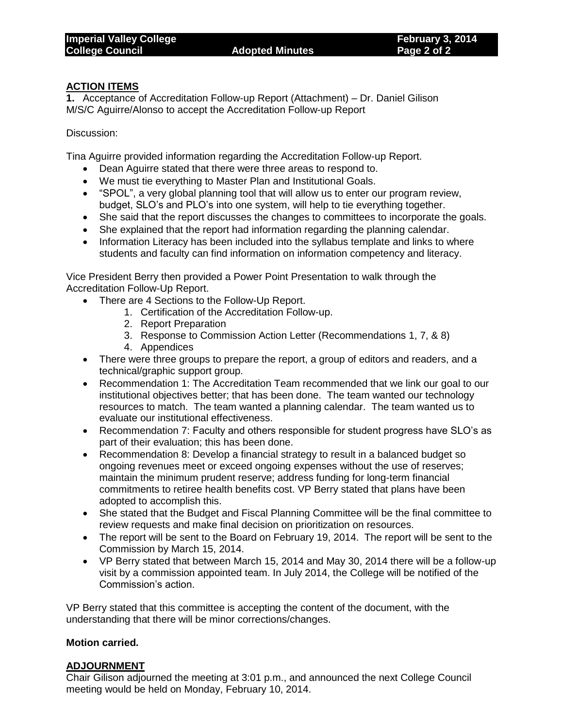## ACTION ITEMS

**1.** Acceptance of Accreditation Follow-up Report (Attachment) – Dr. Daniel Gilison
M/S/C Aguirre/Alonso to accept the Accreditation Follow-up Report

Discussion:

Tina Aguirre provided information regarding the Accreditation Follow-up Report.

- Dean Aguirre stated that there were three areas to respond to.
- We must tie everything to Master Plan and Institutional Goals.
- "SPOL", a very global planning tool that will allow us to enter our program review, budget, SLO's and PLO's into one system, will help to tie everything together.
- She said that the report discusses the changes to committees to incorporate the goals.
- She explained that the report had information regarding the planning calendar.
- Information Literacy has been included into the syllabus template and links to where students and faculty can find information on information competency and literacy.

Vice President Berry then provided a Power Point Presentation to walk through the Accreditation Follow-Up Report.

- There are 4 Sections to the Follow-Up Report.
    1. Certification of the Accreditation Follow-up.
    2. Report Preparation
    3. Response to Commission Action Letter (Recommendations 1, 7, & 8)
    4. Appendices
- There were three groups to prepare the report, a group of editors and readers, and a technical/graphic support group.
- Recommendation 1: The Accreditation Team recommended that we link our goal to our institutional objectives better; that has been done. The team wanted our technology resources to match. The team wanted a planning calendar. The team wanted us to evaluate our institutional effectiveness.
- Recommendation 7: Faculty and others responsible for student progress have SLO's as part of their evaluation; this has been done.
- Recommendation 8: Develop a financial strategy to result in a balanced budget so ongoing revenues meet or exceed ongoing expenses without the use of reserves; maintain the minimum prudent reserve; address funding for long-term financial commitments to retiree health benefits cost. VP Berry stated that plans have been adopted to accomplish this.
- She stated that the Budget and Fiscal Planning Committee will be the final committee to review requests and make final decision on prioritization on resources.
- The report will be sent to the Board on February 19, 2014. The report will be sent to the Commission by March 15, 2014.
- VP Berry stated that between March 15, 2014 and May 30, 2014 there will be a follow-up visit by a commission appointed team. In July 2014, the College will be notified of the Commission's action.

VP Berry stated that this committee is accepting the content of the document, with the understanding that there will be minor corrections/changes.

**Motion carried.**

## ADJOURNMENT

Chair Gilison adjourned the meeting at 3:01 p.m., and announced the next College Council meeting would be held on Monday, February 10, 2014.